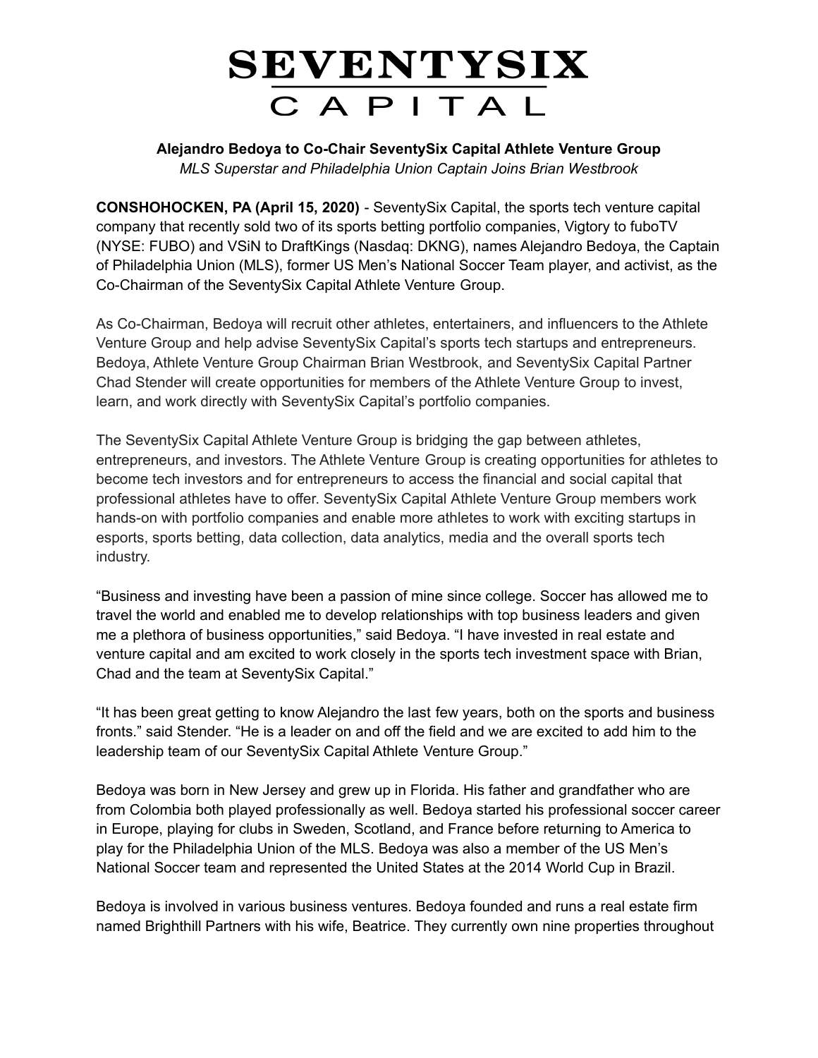# SEVENTYSIX CAPITAL

**Alejandro Bedoya to Co-Chair SeventySix Capital Athlete Venture Group**

*MLS Superstar and Philadelphia Union Captain Joins Brian Westbrook*

**CONSHOHOCKEN, PA (April 15, 2020)** - SeventySix Capital, the sports tech venture capital company that recently sold two of its sports betting portfolio companies, Vigtory to fuboTV (NYSE: FUBO) and VSiN to DraftKings (Nasdaq: DKNG), names Alejandro Bedoya, the Captain of Philadelphia Union (MLS), former US Men's National Soccer Team player, and activist, as the Co-Chairman of the SeventySix Capital Athlete Venture Group.

As Co-Chairman, Bedoya will recruit other athletes, entertainers, and influencers to the Athlete Venture Group and help advise SeventySix Capital's sports tech startups and entrepreneurs. Bedoya, Athlete Venture Group Chairman Brian Westbrook, and SeventySix Capital Partner Chad Stender will create opportunities for members of the Athlete Venture Group to invest, learn, and work directly with SeventySix Capital's portfolio companies.

The SeventySix Capital Athlete Venture Group is bridging the gap between athletes, entrepreneurs, and investors. The Athlete Venture Group is creating opportunities for athletes to become tech investors and for entrepreneurs to access the financial and social capital that professional athletes have to offer. SeventySix Capital Athlete Venture Group members work hands-on with portfolio companies and enable more athletes to work with exciting startups in esports, sports betting, data collection, data analytics, media and the overall sports tech industry.

"Business and investing have been a passion of mine since college. Soccer has allowed me to travel the world and enabled me to develop relationships with top business leaders and given me a plethora of business opportunities," said Bedoya. "I have invested in real estate and venture capital and am excited to work closely in the sports tech investment space with Brian, Chad and the team at SeventySix Capital."

"It has been great getting to know Alejandro the last few years, both on the sports and business fronts." said Stender. "He is a leader on and off the field and we are excited to add him to the leadership team of our SeventySix Capital Athlete Venture Group."

Bedoya was born in New Jersey and grew up in Florida. His father and grandfather who are from Colombia both played professionally as well. Bedoya started his professional soccer career in Europe, playing for clubs in Sweden, Scotland, and France before returning to America to play for the Philadelphia Union of the MLS. Bedoya was also a member of the US Men's National Soccer team and represented the United States at the 2014 World Cup in Brazil.

Bedoya is involved in various business ventures. Bedoya founded and runs a real estate firm named Brighthill Partners with his wife, Beatrice. They currently own nine properties throughout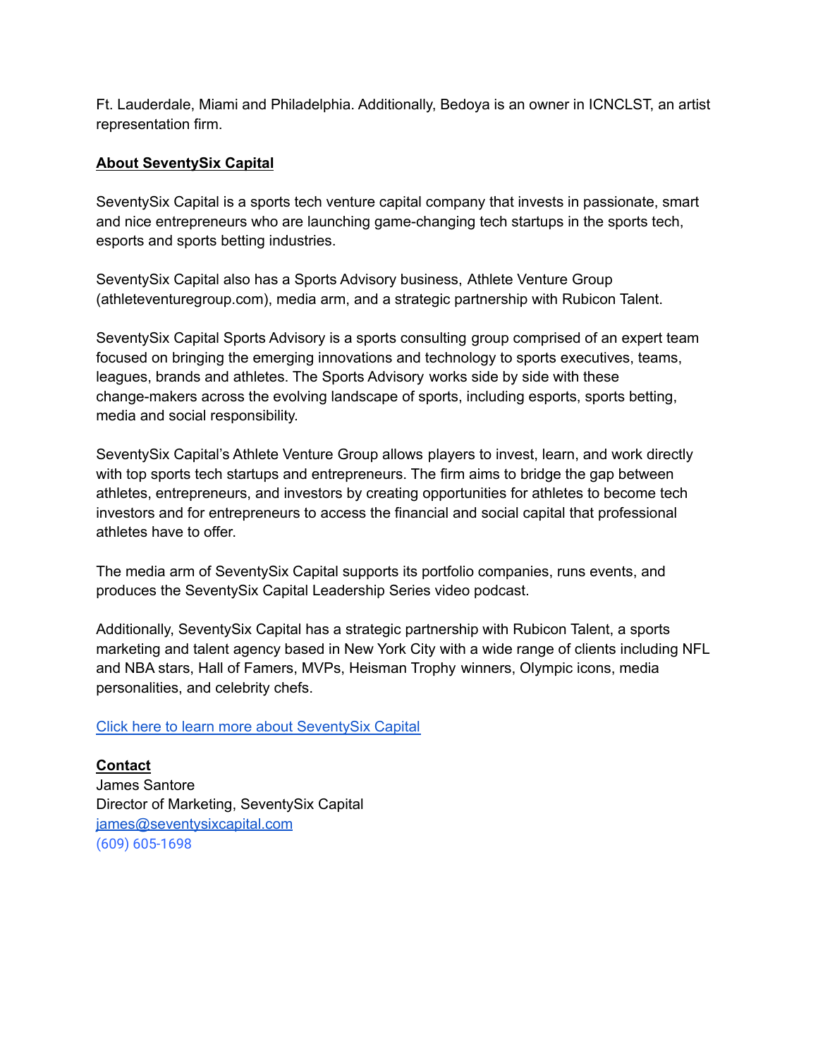Ft. Lauderdale, Miami and Philadelphia. Additionally, Bedoya is an owner in ICNCLST, an artist representation firm.

**About SeventySix Capital**

SeventySix Capital is a sports tech venture capital company that invests in passionate, smart and nice entrepreneurs who are launching game-changing tech startups in the sports tech, esports and sports betting industries.

SeventySix Capital also has a Sports Advisory business, Athlete Venture Group (athleteventuregroup.com), media arm, and a strategic partnership with Rubicon Talent.

SeventySix Capital Sports Advisory is a sports consulting group comprised of an expert team focused on bringing the emerging innovations and technology to sports executives, teams, leagues, brands and athletes. The Sports Advisory works side by side with these change-makers across the evolving landscape of sports, including esports, sports betting, media and social responsibility.

SeventySix Capital's Athlete Venture Group allows players to invest, learn, and work directly with top sports tech startups and entrepreneurs. The firm aims to bridge the gap between athletes, entrepreneurs, and investors by creating opportunities for athletes to become tech investors and for entrepreneurs to access the financial and social capital that professional athletes have to offer.

The media arm of SeventySix Capital supports its portfolio companies, runs events, and produces the SeventySix Capital Leadership Series video podcast.

Additionally, SeventySix Capital has a strategic partnership with Rubicon Talent, a sports marketing and talent agency based in New York City with a wide range of clients including NFL and NBA stars, Hall of Famers, MVPs, Heisman Trophy winners, Olympic icons, media personalities, and celebrity chefs.

Click here to learn more about SeventySix Capital

**Contact**
James Santore
Director of Marketing, SeventySix Capital
james@seventysixcapital.com
(609) 605-1698